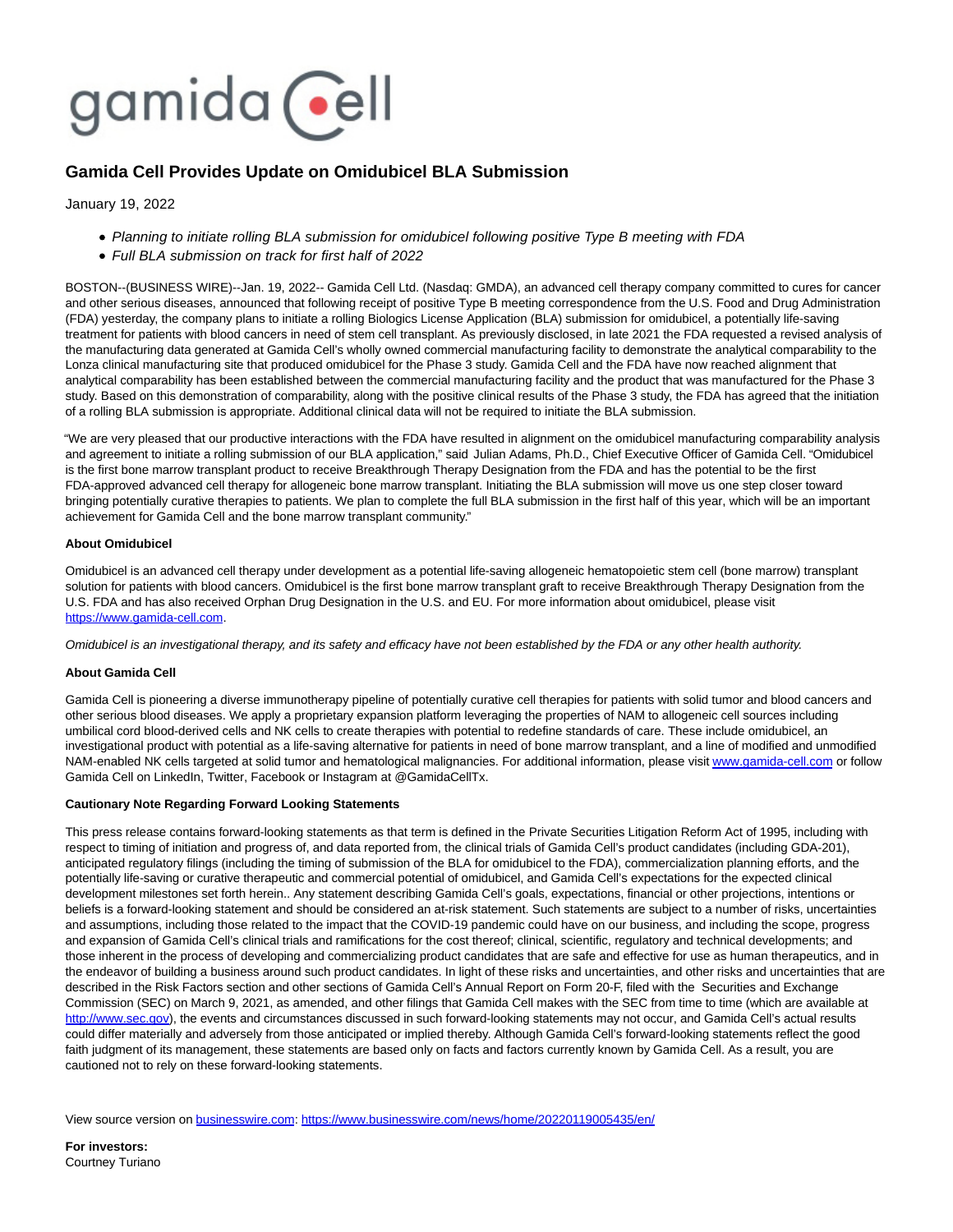# Gamida Cell Provides Update on Omidubicel BLA Submission

January 19, 2022

- *Planning to initiate rolling BLA submission for omidubicel following positive Type B meeting with FDA*
- *Full BLA submission on track for first half of 2022*

BOSTON--(BUSINESS WIRE)--Jan. 19, 2022-- Gamida Cell Ltd. (Nasdaq: GMDA), an advanced cell therapy company committed to cures for cancer and other serious diseases, announced that following receipt of positive Type B meeting correspondence from the U.S. Food and Drug Administration (FDA) yesterday, the company plans to initiate a rolling Biologics License Application (BLA) submission for omidubicel, a potentially life-saving treatment for patients with blood cancers in need of stem cell transplant. As previously disclosed, in late 2021 the FDA requested a revised analysis of the manufacturing data generated at Gamida Cell's wholly owned commercial manufacturing facility to demonstrate the analytical comparability to the Lonza clinical manufacturing site that produced omidubicel for the Phase 3 study. Gamida Cell and the FDA have now reached alignment that analytical comparability has been established between the commercial manufacturing facility and the product that was manufactured for the Phase 3 study. Based on this demonstration of comparability, along with the positive clinical results of the Phase 3 study, the FDA has agreed that the initiation of a rolling BLA submission is appropriate. Additional clinical data will not be required to initiate the BLA submission.

"We are very pleased that our productive interactions with the FDA have resulted in alignment on the omidubicel manufacturing comparability analysis and agreement to initiate a rolling submission of our BLA application," said Julian Adams, Ph.D., Chief Executive Officer of Gamida Cell. "Omidubicel is the first bone marrow transplant product to receive Breakthrough Therapy Designation from the FDA and has the potential to be the first FDA-approved advanced cell therapy for allogeneic bone marrow transplant. Initiating the BLA submission will move us one step closer toward bringing potentially curative therapies to patients. We plan to complete the full BLA submission in the first half of this year, which will be an important achievement for Gamida Cell and the bone marrow transplant community."

**About Omidubicel**

Omidubicel is an advanced cell therapy under development as a potential life-saving allogeneic hematopoietic stem cell (bone marrow) transplant solution for patients with blood cancers. Omidubicel is the first bone marrow transplant graft to receive Breakthrough Therapy Designation from the U.S. FDA and has also received Orphan Drug Designation in the U.S. and EU. For more information about omidubicel, please visit https://www.gamida-cell.com.

*Omidubicel is an investigational therapy, and its safety and efficacy have not been established by the FDA or any other health authority.*

**About Gamida Cell**

Gamida Cell is pioneering a diverse immunotherapy pipeline of potentially curative cell therapies for patients with solid tumor and blood cancers and other serious blood diseases. We apply a proprietary expansion platform leveraging the properties of NAM to allogeneic cell sources including umbilical cord blood-derived cells and NK cells to create therapies with potential to redefine standards of care. These include omidubicel, an investigational product with potential as a life-saving alternative for patients in need of bone marrow transplant, and a line of modified and unmodified NAM-enabled NK cells targeted at solid tumor and hematological malignancies. For additional information, please visit www.gamida-cell.com or follow Gamida Cell on LinkedIn, Twitter, Facebook or Instagram at @GamidaCellTx.

**Cautionary Note Regarding Forward Looking Statements**

This press release contains forward-looking statements as that term is defined in the Private Securities Litigation Reform Act of 1995, including with respect to timing of initiation and progress of, and data reported from, the clinical trials of Gamida Cell's product candidates (including GDA-201), anticipated regulatory filings (including the timing of submission of the BLA for omidubicel to the FDA), commercialization planning efforts, and the potentially life-saving or curative therapeutic and commercial potential of omidubicel, and Gamida Cell's expectations for the expected clinical development milestones set forth herein.. Any statement describing Gamida Cell's goals, expectations, financial or other projections, intentions or beliefs is a forward-looking statement and should be considered an at-risk statement. Such statements are subject to a number of risks, uncertainties and assumptions, including those related to the impact that the COVID-19 pandemic could have on our business, and including the scope, progress and expansion of Gamida Cell's clinical trials and ramifications for the cost thereof; clinical, scientific, regulatory and technical developments; and those inherent in the process of developing and commercializing product candidates that are safe and effective for use as human therapeutics, and in the endeavor of building a business around such product candidates. In light of these risks and uncertainties, and other risks and uncertainties that are described in the Risk Factors section and other sections of Gamida Cell's Annual Report on Form 20-F, filed with the Securities and Exchange Commission (SEC) on March 9, 2021, as amended, and other filings that Gamida Cell makes with the SEC from time to time (which are available at http://www.sec.gov), the events and circumstances discussed in such forward-looking statements may not occur, and Gamida Cell's actual results could differ materially and adversely from those anticipated or implied thereby. Although Gamida Cell's forward-looking statements reflect the good faith judgment of its management, these statements are based only on facts and factors currently known by Gamida Cell. As a result, you are cautioned not to rely on these forward-looking statements.

View source version on businesswire.com: https://www.businesswire.com/news/home/20220119005435/en/

**For investors:**
Courtney Turiano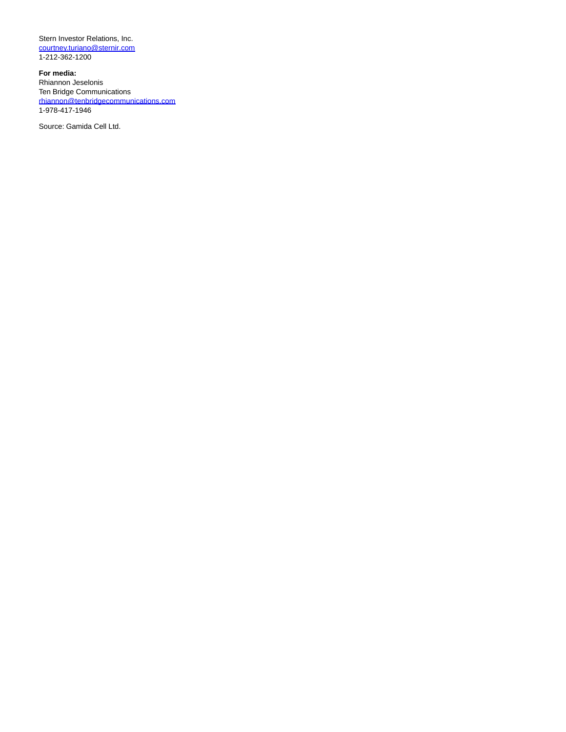Stern Investor Relations, Inc.
courtney.turiano@sternir.com
1-212-362-1200

**For media:**
Rhiannon Jeselonis
Ten Bridge Communications
rhiannon@tenbridgecommunications.com
1-978-417-1946

Source: Gamida Cell Ltd.